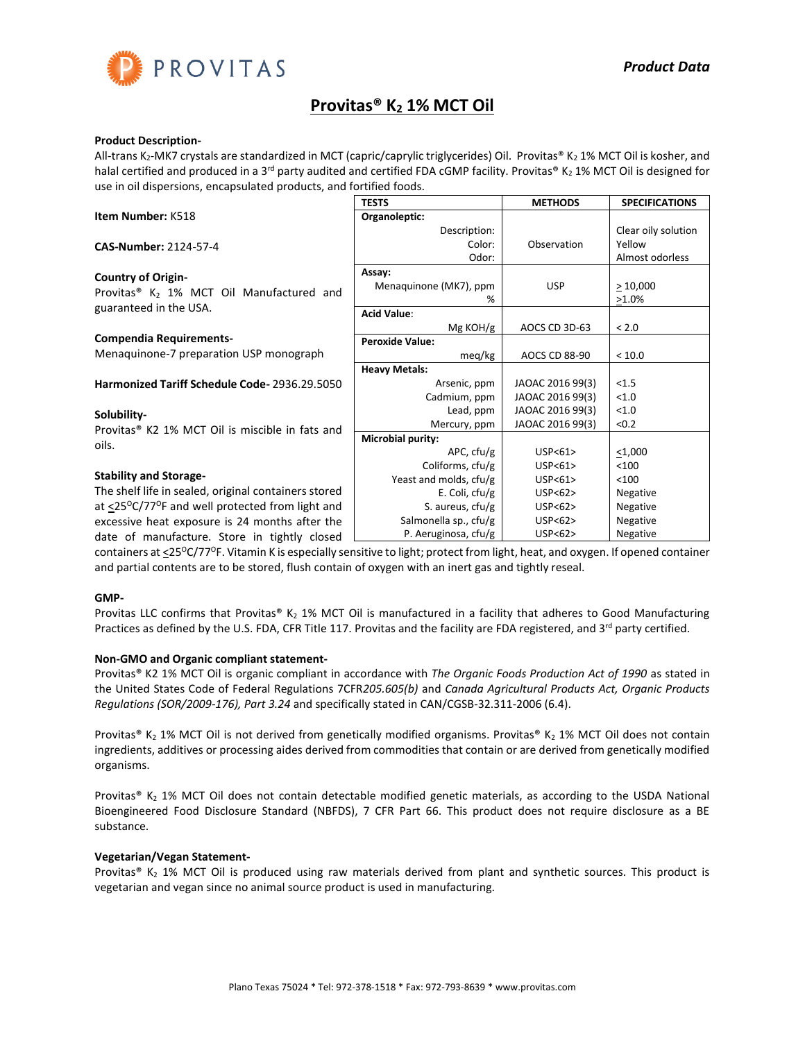Product Data

# Provitas® $K_2$ 1% MCT Oil

**Product Description-**
All-trans $K_2$-MK7 crystals are standardized in MCT (capric/caprylic triglycerides) Oil. Provitas® $K_2$ 1% MCT Oil is kosher, and halal certified and produced in a 3rd party audited and certified FDA cGMP facility. Provitas® $K_2$ 1% MCT Oil is designed for use in oil dispersions, encapsulated products, and fortified foods.

**Item Number:** K518

**CAS-Number:** 2124-57-4

**Country of Origin-**
Provitas® $K_2$ 1% MCT Oil Manufactured and guaranteed in the USA.

**Compendia Requirements-**
Menaquinone-7 preparation USP monograph

**Harmonized Tariff Schedule Code-** 2936.29.5050

**Solubility-**
Provitas® K2 1% MCT Oil is miscible in fats and oils.

| TESTS | METHODS | SPECIFICATIONS |
|---|---|---|
| **Organoleptic:** | | |
| Description: | | Clear oily solution |
| Color: | Observation | Yellow |
| Odor: | | Almost odorless |
| **Assay:** | | |
| Menaquinone (MK7), ppm | USP | ≥ 10,000 |
| % | | ≥1.0% |
| **Acid Value:** | | |
| Mg KOH/g | AOCS CD 3D-63 | < 2.0 |
| **Peroxide Value:** | | |
| meq/kg | AOCS CD 88-90 | < 10.0 |
| **Heavy Metals:** | | |
| Arsenic, ppm | JAOAC 2016 99(3) | <1.5 |
| Cadmium, ppm | JAOAC 2016 99(3) | <1.0 |
| Lead, ppm | JAOAC 2016 99(3) | <1.0 |
| Mercury, ppm | JAOAC 2016 99(3) | <0.2 |
| **Microbial purity:** | | |
| APC, cfu/g | USP<61> | ≤1,000 |
| Coliforms, cfu/g | USP<61> | <100 |
| Yeast and molds, cfu/g | USP<61> | <100 |
| E. Coli, cfu/g | USP<62> | Negative |
| S. aureus, cfu/g | USP<62> | Negative |
| Salmonella sp., cfu/g | USP<62> | Negative |
| P. Aeruginosa, cfu/g | USP<62> | Negative |

**Stability and Storage-**
The shelf life in sealed, original containers stored at ≤25°C/77°F and well protected from light and excessive heat exposure is 24 months after the date of manufacture. Store in tightly closed containers at ≤25°C/77°F. Vitamin K is especially sensitive to light; protect from light, heat, and oxygen. If opened container and partial contents are to be stored, flush contain of oxygen with an inert gas and tightly reseal.

**GMP-**
Provitas LLC confirms that Provitas® $K_2$ 1% MCT Oil is manufactured in a facility that adheres to Good Manufacturing Practices as defined by the U.S. FDA, CFR Title 117. Provitas and the facility are FDA registered, and 3rd party certified.

**Non-GMO and Organic compliant statement-**
Provitas® K2 1% MCT Oil is organic compliant in accordance with *The Organic Foods Production Act of 1990* as stated in the United States Code of Federal Regulations 7CFR*205.605(b)* and *Canada Agricultural Products Act, Organic Products Regulations (SOR/2009-176), Part 3.24* and specifically stated in CAN/CGSB-32.311-2006 (6.4).

Provitas® $K_2$ 1% MCT Oil is not derived from genetically modified organisms. Provitas® $K_2$ 1% MCT Oil does not contain ingredients, additives or processing aides derived from commodities that contain or are derived from genetically modified organisms.

Provitas® $K_2$ 1% MCT Oil does not contain detectable modified genetic materials, as according to the USDA National Bioengineered Food Disclosure Standard (NBFDS), 7 CFR Part 66. This product does not require disclosure as a BE substance.

**Vegetarian/Vegan Statement-**
Provitas® $K_2$ 1% MCT Oil is produced using raw materials derived from plant and synthetic sources. This product is vegetarian and vegan since no animal source product is used in manufacturing.

Plano Texas 75024 * Tel: 972-378-1518 * Fax: 972-793-8639 * www.provitas.com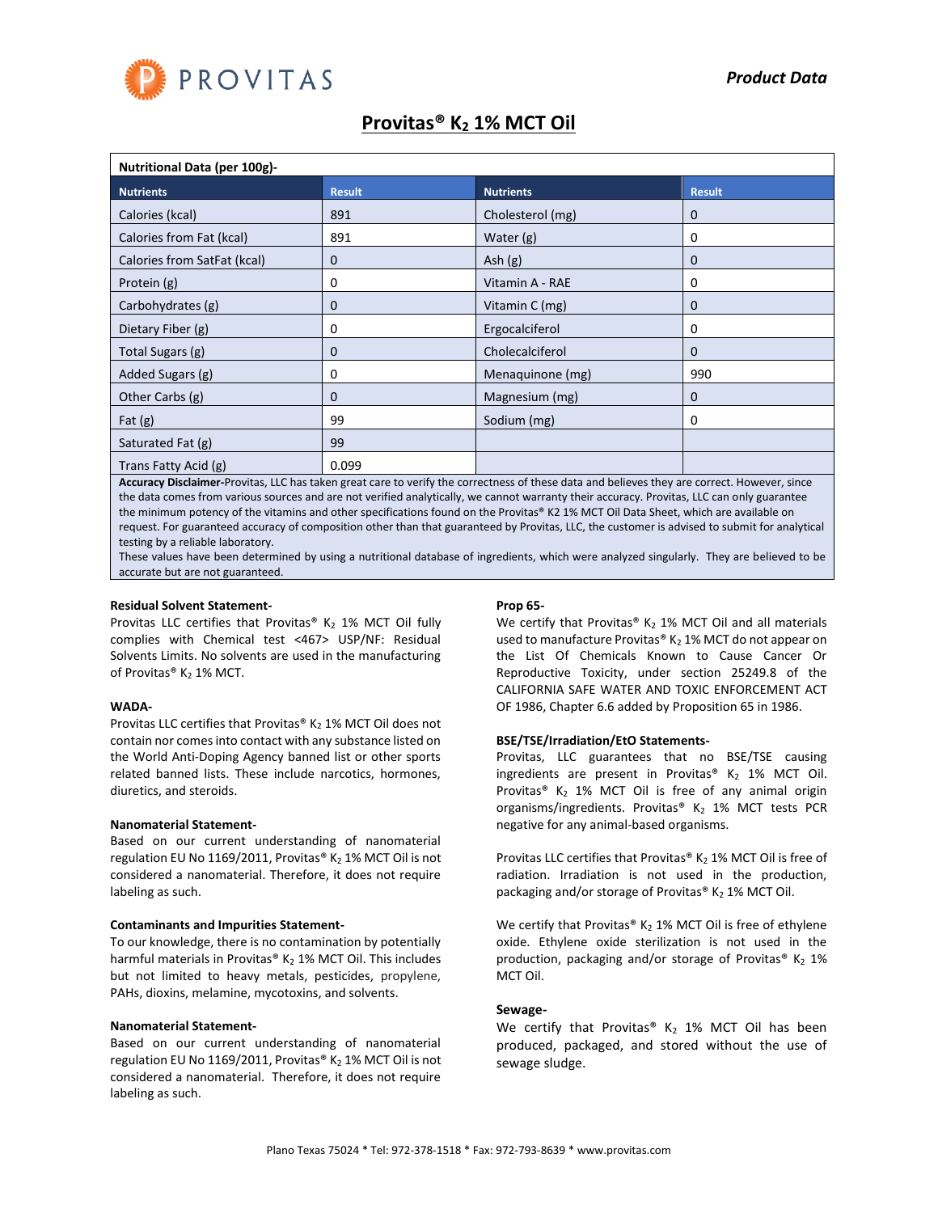**Product Data**

# Provitas® $K_2$ 1% MCT Oil

**Nutritional Data (per 100g)-**

| Nutrients | Result | Nutrients | Result |
|---|---|---|---|
| Calories (kcal) | 891 | Cholesterol (mg) | 0 |
| Calories from Fat (kcal) | 891 | Water (g) | 0 |
| Calories from SatFat (kcal) | 0 | Ash (g) | 0 |
| Protein (g) | 0 | Vitamin A - RAE | 0 |
| Carbohydrates (g) | 0 | Vitamin C (mg) | 0 |
| Dietary Fiber (g) | 0 | Ergocalciferol | 0 |
| Total Sugars (g) | 0 | Cholecalciferol | 0 |
| Added Sugars (g) | 0 | Menaquinone (mg) | 990 |
| Other Carbs (g) | 0 | Magnesium (mg) | 0 |
| Fat (g) | 99 | Sodium (mg) | 0 |
| Saturated Fat (g) | 99 | | |
| Trans Fatty Acid (g) | 0.099 | | |

**Accuracy Disclaimer-**Provitas, LLC has taken great care to verify the correctness of these data and believes they are correct. However, since the data comes from various sources and are not verified analytically, we cannot warranty their accuracy. Provitas, LLC can only guarantee the minimum potency of the vitamins and other specifications found on the Provitas® K2 1% MCT Oil Data Sheet, which are available on request. For guaranteed accuracy of composition other than that guaranteed by Provitas, LLC, the customer is advised to submit for analytical testing by a reliable laboratory.
These values have been determined by using a nutritional database of ingredients, which were analyzed singularly. They are believed to be accurate but are not guaranteed.

**Residual Solvent Statement-**
Provitas LLC certifies that Provitas® $K_2$ 1% MCT Oil fully complies with Chemical test <467> USP/NF: Residual Solvents Limits. No solvents are used in the manufacturing of Provitas® $K_2$ 1% MCT.

**WADA-**
Provitas LLC certifies that Provitas® $K_2$ 1% MCT Oil does not contain nor comes into contact with any substance listed on the World Anti-Doping Agency banned list or other sports related banned lists. These include narcotics, hormones, diuretics, and steroids.

**Nanomaterial Statement-**
Based on our current understanding of nanomaterial regulation EU No 1169/2011, Provitas® $K_2$ 1% MCT Oil is not considered a nanomaterial. Therefore, it does not require labeling as such.

**Contaminants and Impurities Statement-**
To our knowledge, there is no contamination by potentially harmful materials in Provitas® $K_2$ 1% MCT Oil. This includes but not limited to heavy metals, pesticides, propylene, PAHs, dioxins, melamine, mycotoxins, and solvents.

**Nanomaterial Statement-**
Based on our current understanding of nanomaterial regulation EU No 1169/2011, Provitas® $K_2$ 1% MCT Oil is not considered a nanomaterial. Therefore, it does not require labeling as such.

**Prop 65-**
We certify that Provitas® $K_2$ 1% MCT Oil and all materials used to manufacture Provitas® $K_2$ 1% MCT do not appear on the List Of Chemicals Known to Cause Cancer Or Reproductive Toxicity, under section 25249.8 of the CALIFORNIA SAFE WATER AND TOXIC ENFORCEMENT ACT OF 1986, Chapter 6.6 added by Proposition 65 in 1986.

**BSE/TSE/Irradiation/EtO Statements-**
Provitas, LLC guarantees that no BSE/TSE causing ingredients are present in Provitas® $K_2$ 1% MCT Oil. Provitas® $K_2$ 1% MCT Oil is free of any animal origin organisms/ingredients. Provitas® $K_2$ 1% MCT tests PCR negative for any animal-based organisms.

Provitas LLC certifies that Provitas® $K_2$ 1% MCT Oil is free of radiation. Irradiation is not used in the production, packaging and/or storage of Provitas® $K_2$ 1% MCT Oil.

We certify that Provitas® $K_2$ 1% MCT Oil is free of ethylene oxide. Ethylene oxide sterilization is not used in the production, packaging and/or storage of Provitas® $K_2$ 1% MCT Oil.

**Sewage-**
We certify that Provitas® $K_2$ 1% MCT Oil has been produced, packaged, and stored without the use of sewage sludge.

Plano Texas 75024 * Tel: 972-378-1518 * Fax: 972-793-8639 * www.provitas.com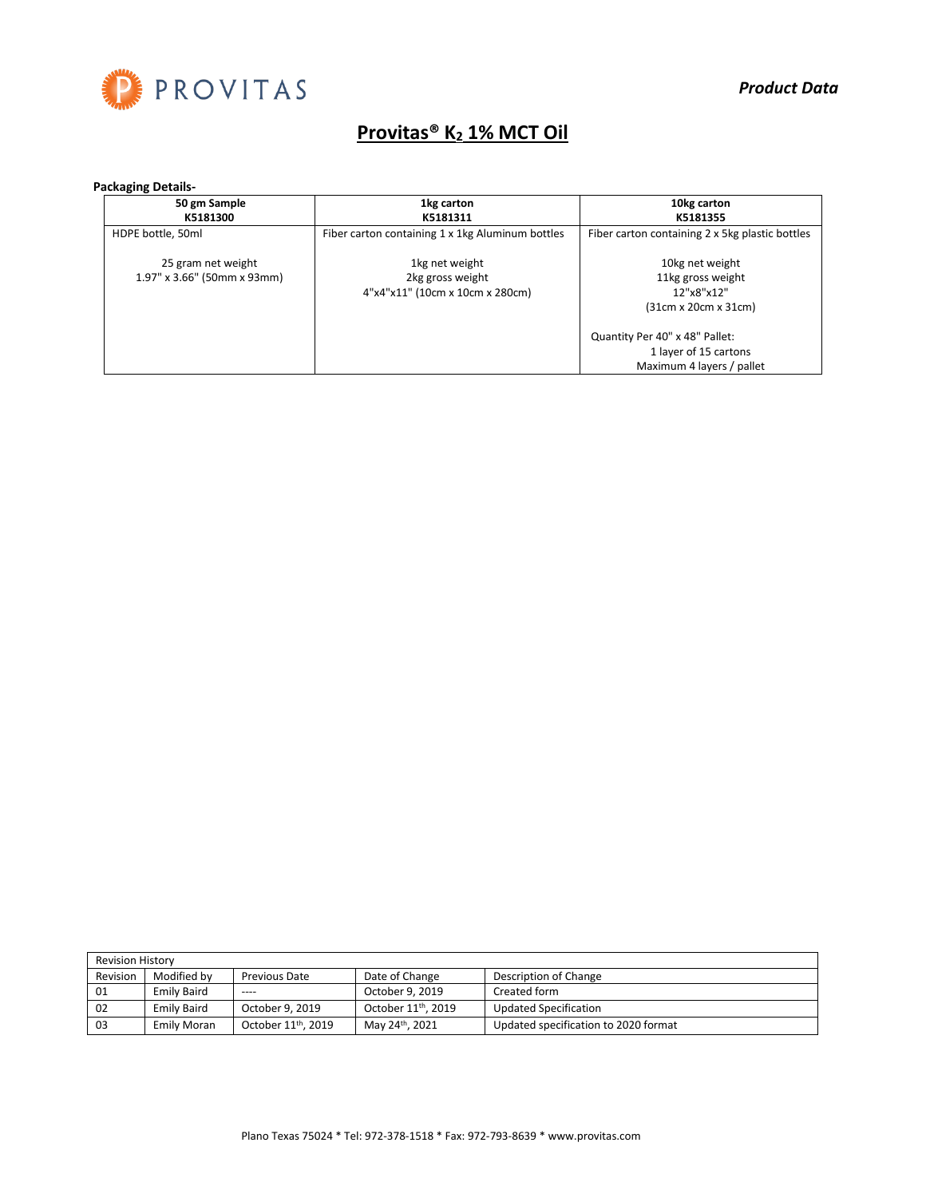PROVITAS

*Product Data*

# Provitas® $K_2$ 1% MCT Oil

**Packaging Details-**

| **50 gm Sample K5181300** | **1kg carton K5181311** | **10kg carton K5181355** |
|---|---|---|
| HDPE bottle, 50ml<br><br>25 gram net weight<br>1.97" x 3.66" (50mm x 93mm) | Fiber carton containing 1 x 1kg Aluminum bottles<br><br>1kg net weight<br>2kg gross weight<br>4"x4"x11" (10cm x 10cm x 280cm) | Fiber carton containing 2 x 5kg plastic bottles<br><br>10kg net weight<br>11kg gross weight<br>12"x8"x12"<br>(31cm x 20cm x 31cm)<br><br>Quantity Per 40" x 48" Pallet:<br>1 layer of 15 cartons<br>Maximum 4 layers / pallet |

| Revision History | | | | |
|---|---|---|---|---|
| Revision | Modified by | Previous Date | Date of Change | Description of Change |
| 01 | Emily Baird | ---- | October 9, 2019 | Created form |
| 02 | Emily Baird | October 9, 2019 | October 11th, 2019 | Updated Specification |
| 03 | Emily Moran | October 11th, 2019 | May 24th, 2021 | Updated specification to 2020 format |

Plano Texas 75024 * Tel: 972-378-1518 * Fax: 972-793-8639 * www.provitas.com